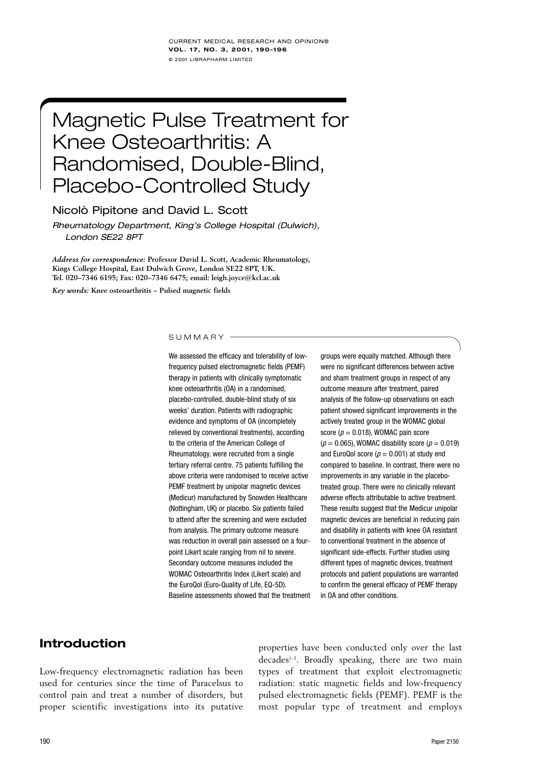# Magnetic Pulse Treatment for Knee Osteoarthritis: A Randomised, Double-Blind, Placebo-Controlled Study

Nicolò Pipitone and David L. Scott

*Rheumatology Department, King's College Hospital (Dulwich), London SE22 8PT*

***Address for correspondence:*** **Professor David L. Scott, Academic Rheumatology, Kings College Hospital, East Dulwich Grove, London SE22 8PT, UK. Tel. 020–7346 6195; Fax: 020–7346 6475; email: leigh.joyce@kcl.ac.uk**

***Key words:*** **Knee osteoarthritis – Pulsed magnetic fields**

## SUMMARY

We assessed the efficacy and tolerability of low-frequency pulsed electromagnetic fields (PEMF) therapy in patients with clinically symptomatic knee osteoarthritis (OA) in a randomised, placebo-controlled, double-blind study of six weeks' duration. Patients with radiographic evidence and symptoms of OA (incompletely relieved by conventional treatments), according to the criteria of the American College of Rheumatology, were recruited from a single tertiary referral centre. 75 patients fulfilling the above criteria were randomised to receive active PEMF treatment by unipolar magnetic devices (Medicur) manufactured by Snowden Healthcare (Nottingham, UK) or placebo. Six patients failed to attend after the screening and were excluded from analysis. The primary outcome measure was reduction in overall pain assessed on a four-point Likert scale ranging from nil to severe. Secondary outcome measures included the WOMAC Osteoarthritis Index (Likert scale) and the EuroQol (Euro-Quality of Life, EQ-5D). Baseline assessments showed that the treatment groups were equally matched. Although there were no significant differences between active and sham treatment groups in respect of any outcome measure after treatment, paired analysis of the follow-up observations on each patient showed significant improvements in the actively treated group in the WOMAC global score ($p = 0.018$), WOMAC pain score ($p = 0.065$), WOMAC disability score ($p = 0.019$) and EuroQol score ($p = 0.001$) at study end compared to baseline. In contrast, there were no improvements in any variable in the placebo-treated group. There were no clinically relevant adverse effects attributable to active treatment. These results suggest that the Medicur unipolar magnetic devices are beneficial in reducing pain and disability in patients with knee OA resistant to conventional treatment in the absence of significant side-effects. Further studies using different types of magnetic devices, treatment protocols and patient populations are warranted to confirm the general efficacy of PEMF therapy in OA and other conditions.

## Introduction

Low-frequency electromagnetic radiation has been used for centuries since the time of Paracelsus to control pain and treat a number of disorders, but proper scientific investigations into its putative properties have been conducted only over the last decades[1–3]. Broadly speaking, there are two main types of treatment that exploit electromagnetic radiation: static magnetic fields and low-frequency pulsed electromagnetic fields (PEMF). PEMF is the most popular type of treatment and employs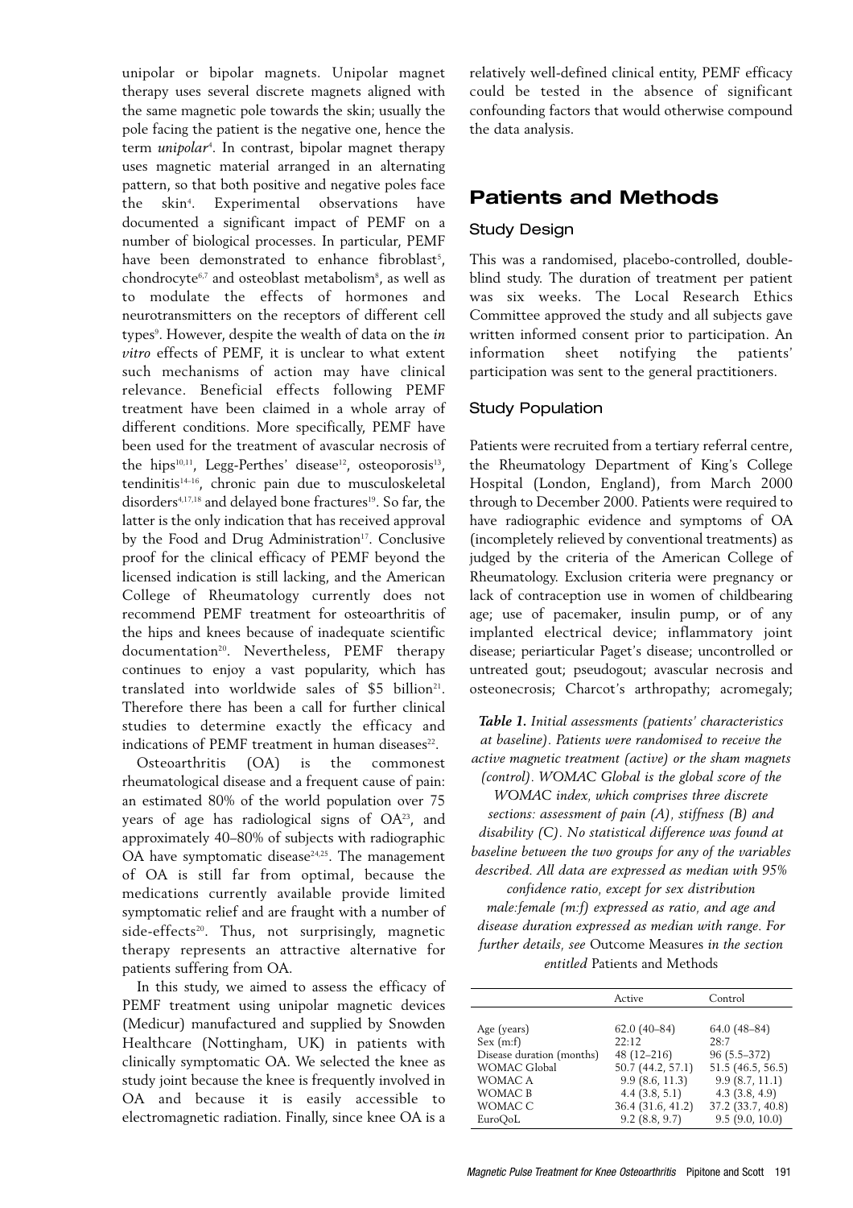unipolar or bipolar magnets. Unipolar magnet therapy uses several discrete magnets aligned with the same magnetic pole towards the skin; usually the pole facing the patient is the negative one, hence the term *unipolar*[4]. In contrast, bipolar magnet therapy uses magnetic material arranged in an alternating pattern, so that both positive and negative poles face the skin[4]. Experimental observations have documented a significant impact of PEMF on a number of biological processes. In particular, PEMF have been demonstrated to enhance fibroblast[5], chondrocyte[6,7] and osteoblast metabolism[8], as well as to modulate the effects of hormones and neurotransmitters on the receptors of different cell types[9]. However, despite the wealth of data on the *in vitro* effects of PEMF, it is unclear to what extent such mechanisms of action may have clinical relevance. Beneficial effects following PEMF treatment have been claimed in a whole array of different conditions. More specifically, PEMF have been used for the treatment of avascular necrosis of the hips[10,11], Legg-Perthes' disease[12], osteoporosis[13], tendinitis[14–16], chronic pain due to musculoskeletal disorders[4,17,18] and delayed bone fractures[19]. So far, the latter is the only indication that has received approval by the Food and Drug Administration[17]. Conclusive proof for the clinical efficacy of PEMF beyond the licensed indication is still lacking, and the American College of Rheumatology currently does not recommend PEMF treatment for osteoarthritis of the hips and knees because of inadequate scientific documentation[20]. Nevertheless, PEMF therapy continues to enjoy a vast popularity, which has translated into worldwide sales of $5 billion[21]. Therefore there has been a call for further clinical studies to determine exactly the efficacy and indications of PEMF treatment in human diseases[22].

Osteoarthritis (OA) is the commonest rheumatological disease and a frequent cause of pain: an estimated 80% of the world population over 75 years of age has radiological signs of OA[23], and approximately 40–80% of subjects with radiographic OA have symptomatic disease[24,25]. The management of OA is still far from optimal, because the medications currently available provide limited symptomatic relief and are fraught with a number of side-effects[20]. Thus, not surprisingly, magnetic therapy represents an attractive alternative for patients suffering from OA.

In this study, we aimed to assess the efficacy of PEMF treatment using unipolar magnetic devices (Medicur) manufactured and supplied by Snowden Healthcare (Nottingham, UK) in patients with clinically symptomatic OA. We selected the knee as study joint because the knee is frequently involved in OA and because it is easily accessible to electromagnetic radiation. Finally, since knee OA is a relatively well-defined clinical entity, PEMF efficacy could be tested in the absence of significant confounding factors that would otherwise compound the data analysis.

# Patients and Methods

## Study Design

This was a randomised, placebo-controlled, double-blind study. The duration of treatment per patient was six weeks. The Local Research Ethics Committee approved the study and all subjects gave written informed consent prior to participation. An information sheet notifying the patients' participation was sent to the general practitioners.

## Study Population

Patients were recruited from a tertiary referral centre, the Rheumatology Department of King's College Hospital (London, England), from March 2000 through to December 2000. Patients were required to have radiographic evidence and symptoms of OA (incompletely relieved by conventional treatments) as judged by the criteria of the American College of Rheumatology. Exclusion criteria were pregnancy or lack of contraception use in women of childbearing age; use of pacemaker, insulin pump, or of any implanted electrical device; inflammatory joint disease; periarticular Paget's disease; uncontrolled or untreated gout; pseudogout; avascular necrosis and osteonecrosis; Charcot's arthropathy; acromegaly;

***Table 1.*** *Initial assessments (patients' characteristics at baseline). Patients were randomised to receive the active magnetic treatment (active) or the sham magnets (control). WOMAC Global is the global score of the WOMAC index, which comprises three discrete sections: assessment of pain (A), stiffness (B) and disability (C). No statistical difference was found at baseline between the two groups for any of the variables described. All data are expressed as median with 95% confidence ratio, except for sex distribution male:female (m:f) expressed as ratio, and age and disease duration expressed as median with range. For further details, see* Outcome Measures *in the section entitled* Patients and Methods

| | Active | Control |
|---|---|---|
| Age (years) | 62.0 (40–84) | 64.0 (48–84) |
| Sex (m:f) | 22:12 | 28:7 |
| Disease duration (months) | 48 (12–216) | 96 (5.5–372) |
| WOMAC Global | 50.7 (44.2, 57.1) | 51.5 (46.5, 56.5) |
| WOMAC A | 9.9 (8.6, 11.3) | 9.9 (8.7, 11.1) |
| WOMAC B | 4.4 (3.8, 5.1) | 4.3 (3.8, 4.9) |
| WOMAC C | 36.4 (31.6, 41.2) | 37.2 (33.7, 40.8) |
| EuroQoL | 9.2 (8.8, 9.7) | 9.5 (9.0, 10.0) |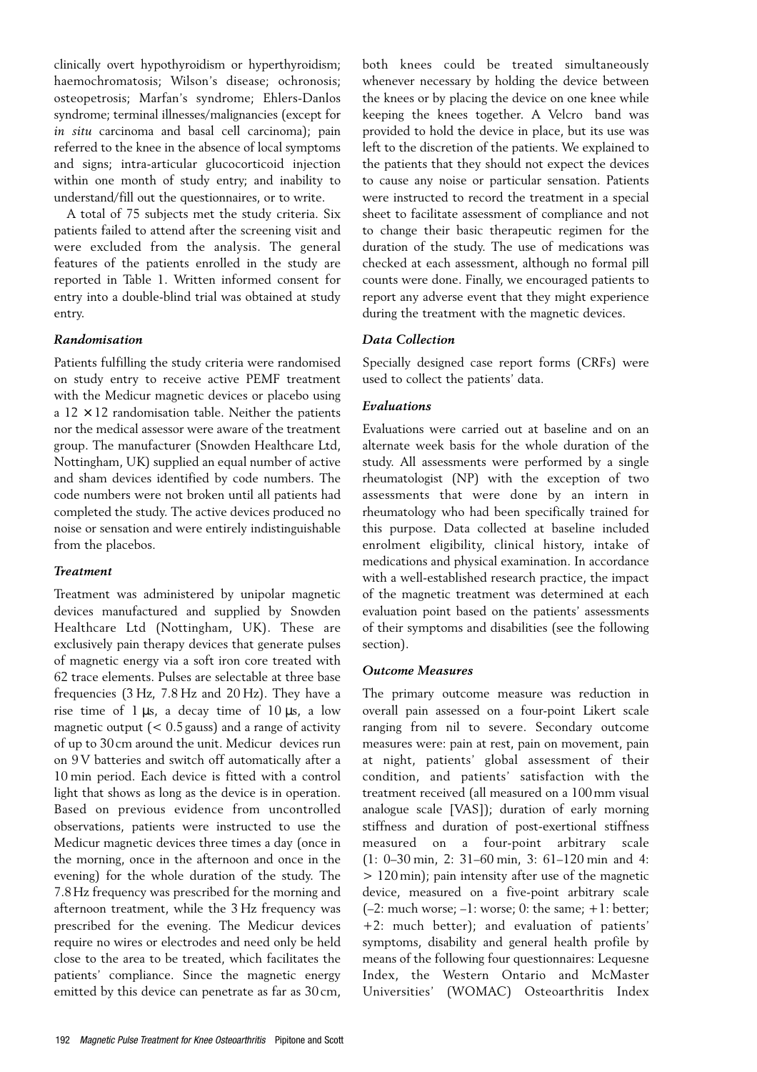clinically overt hypothyroidism or hyperthyroidism; haemochromatosis; Wilson's disease; ochronosis; osteopetrosis; Marfan's syndrome; Ehlers-Danlos syndrome; terminal illnesses/malignancies (except for *in situ* carcinoma and basal cell carcinoma); pain referred to the knee in the absence of local symptoms and signs; intra-articular glucocorticoid injection within one month of study entry; and inability to understand/fill out the questionnaires, or to write.

A total of 75 subjects met the study criteria. Six patients failed to attend after the screening visit and were excluded from the analysis. The general features of the patients enrolled in the study are reported in Table 1. Written informed consent for entry into a double-blind trial was obtained at study entry.

### *Randomisation*

Patients fulfilling the study criteria were randomised on study entry to receive active PEMF treatment with the Medicur magnetic devices or placebo using a 12 × 12 randomisation table. Neither the patients nor the medical assessor were aware of the treatment group. The manufacturer (Snowden Healthcare Ltd, Nottingham, UK) supplied an equal number of active and sham devices identified by code numbers. The code numbers were not broken until all patients had completed the study. The active devices produced no noise or sensation and were entirely indistinguishable from the placebos.

### *Treatment*

Treatment was administered by unipolar magnetic devices manufactured and supplied by Snowden Healthcare Ltd (Nottingham, UK). These are exclusively pain therapy devices that generate pulses of magnetic energy via a soft iron core treated with 62 trace elements. Pulses are selectable at three base frequencies (3 Hz, 7.8 Hz and 20 Hz). They have a rise time of 1 μs, a decay time of 10 μs, a low magnetic output (< 0.5 gauss) and a range of activity of up to 30 cm around the unit. Medicur devices run on 9 V batteries and switch off automatically after a 10 min period. Each device is fitted with a control light that shows as long as the device is in operation. Based on previous evidence from uncontrolled observations, patients were instructed to use the Medicur magnetic devices three times a day (once in the morning, once in the afternoon and once in the evening) for the whole duration of the study. The 7.8 Hz frequency was prescribed for the morning and afternoon treatment, while the 3 Hz frequency was prescribed for the evening. The Medicur devices require no wires or electrodes and need only be held close to the area to be treated, which facilitates the patients' compliance. Since the magnetic energy emitted by this device can penetrate as far as 30 cm, both knees could be treated simultaneously whenever necessary by holding the device between the knees or by placing the device on one knee while keeping the knees together. A Velcro band was provided to hold the device in place, but its use was left to the discretion of the patients. We explained to the patients that they should not expect the devices to cause any noise or particular sensation. Patients were instructed to record the treatment in a special sheet to facilitate assessment of compliance and not to change their basic therapeutic regimen for the duration of the study. The use of medications was checked at each assessment, although no formal pill counts were done. Finally, we encouraged patients to report any adverse event that they might experience during the treatment with the magnetic devices.

### *Data Collection*

Specially designed case report forms (CRFs) were used to collect the patients' data.

### *Evaluations*

Evaluations were carried out at baseline and on an alternate week basis for the whole duration of the study. All assessments were performed by a single rheumatologist (NP) with the exception of two assessments that were done by an intern in rheumatology who had been specifically trained for this purpose. Data collected at baseline included enrolment eligibility, clinical history, intake of medications and physical examination. In accordance with a well-established research practice, the impact of the magnetic treatment was determined at each evaluation point based on the patients' assessments of their symptoms and disabilities (see the following section).

### *Outcome Measures*

The primary outcome measure was reduction in overall pain assessed on a four-point Likert scale ranging from nil to severe. Secondary outcome measures were: pain at rest, pain on movement, pain at night, patients' global assessment of their condition, and patients' satisfaction with the treatment received (all measured on a 100 mm visual analogue scale [VAS]); duration of early morning stiffness and duration of post-exertional stiffness measured on a four-point arbitrary scale (1: 0–30 min, 2: 31–60 min, 3: 61–120 min and 4: > 120 min); pain intensity after use of the magnetic device, measured on a five-point arbitrary scale (–2: much worse; –1: worse; 0: the same; +1: better; +2: much better); and evaluation of patients' symptoms, disability and general health profile by means of the following four questionnaires: Lequesne Index, the Western Ontario and McMaster Universities' (WOMAC) Osteoarthritis Index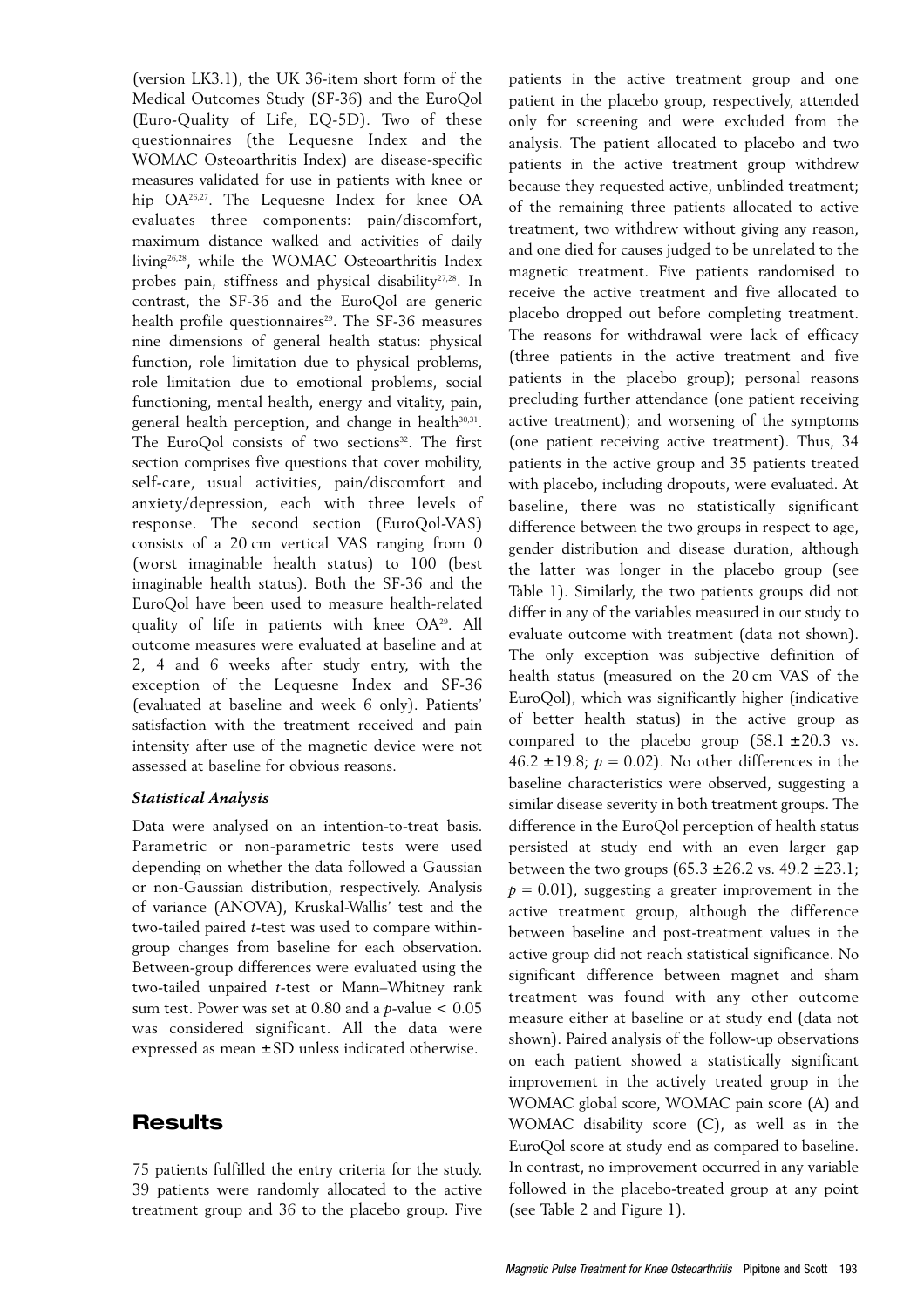(version LK3.1), the UK 36-item short form of the Medical Outcomes Study (SF-36) and the EuroQol (Euro-Quality of Life, EQ-5D). Two of these questionnaires (the Lequesne Index and the WOMAC Osteoarthritis Index) are disease-specific measures validated for use in patients with knee or hip OA[26,27]. The Lequesne Index for knee OA evaluates three components: pain/discomfort, maximum distance walked and activities of daily living[26,28], while the WOMAC Osteoarthritis Index probes pain, stiffness and physical disability[27,28]. In contrast, the SF-36 and the EuroQol are generic health profile questionnaires[29]. The SF-36 measures nine dimensions of general health status: physical function, role limitation due to physical problems, role limitation due to emotional problems, social functioning, mental health, energy and vitality, pain, general health perception, and change in health[30,31]. The EuroQol consists of two sections[32]. The first section comprises five questions that cover mobility, self-care, usual activities, pain/discomfort and anxiety/depression, each with three levels of response. The second section (EuroQol-VAS) consists of a 20 cm vertical VAS ranging from 0 (worst imaginable health status) to 100 (best imaginable health status). Both the SF-36 and the EuroQol have been used to measure health-related quality of life in patients with knee OA[29]. All outcome measures were evaluated at baseline and at 2, 4 and 6 weeks after study entry, with the exception of the Lequesne Index and SF-36 (evaluated at baseline and week 6 only). Patients' satisfaction with the treatment received and pain intensity after use of the magnetic device were not assessed at baseline for obvious reasons.

### *Statistical Analysis*

Data were analysed on an intention-to-treat basis. Parametric or non-parametric tests were used depending on whether the data followed a Gaussian or non-Gaussian distribution, respectively. Analysis of variance (ANOVA), Kruskal-Wallis' test and the two-tailed paired *t*-test was used to compare within-group changes from baseline for each observation. Between-group differences were evaluated using the two-tailed unpaired *t*-test or Mann–Whitney rank sum test. Power was set at 0.80 and a *p*-value $< 0.05$ was considered significant. All the data were expressed as mean ± SD unless indicated otherwise.

## Results

75 patients fulfilled the entry criteria for the study. 39 patients were randomly allocated to the active treatment group and 36 to the placebo group. Five patients in the active treatment group and one patient in the placebo group, respectively, attended only for screening and were excluded from the analysis. The patient allocated to placebo and two patients in the active treatment group withdrew because they requested active, unblinded treatment; of the remaining three patients allocated to active treatment, two withdrew without giving any reason, and one died for causes judged to be unrelated to the magnetic treatment. Five patients randomised to receive the active treatment and five allocated to placebo dropped out before completing treatment. The reasons for withdrawal were lack of efficacy (three patients in the active treatment and five patients in the placebo group); personal reasons precluding further attendance (one patient receiving active treatment); and worsening of the symptoms (one patient receiving active treatment). Thus, 34 patients in the active group and 35 patients treated with placebo, including dropouts, were evaluated. At baseline, there was no statistically significant difference between the two groups in respect to age, gender distribution and disease duration, although the latter was longer in the placebo group (see Table 1). Similarly, the two patients groups did not differ in any of the variables measured in our study to evaluate outcome with treatment (data not shown). The only exception was subjective definition of health status (measured on the 20 cm VAS of the EuroQol), which was significantly higher (indicative of better health status) in the active group as compared to the placebo group (58.1 ± 20.3 vs. 46.2 ± 19.8; $p = 0.02$). No other differences in the baseline characteristics were observed, suggesting a similar disease severity in both treatment groups. The difference in the EuroQol perception of health status persisted at study end with an even larger gap between the two groups (65.3 ± 26.2 vs. 49.2 ± 23.1; $p = 0.01$), suggesting a greater improvement in the active treatment group, although the difference between baseline and post-treatment values in the active group did not reach statistical significance. No significant difference between magnet and sham treatment was found with any other outcome measure either at baseline or at study end (data not shown). Paired analysis of the follow-up observations on each patient showed a statistically significant improvement in the actively treated group in the WOMAC global score, WOMAC pain score (A) and WOMAC disability score (C), as well as in the EuroQol score at study end as compared to baseline. In contrast, no improvement occurred in any variable followed in the placebo-treated group at any point (see Table 2 and Figure 1).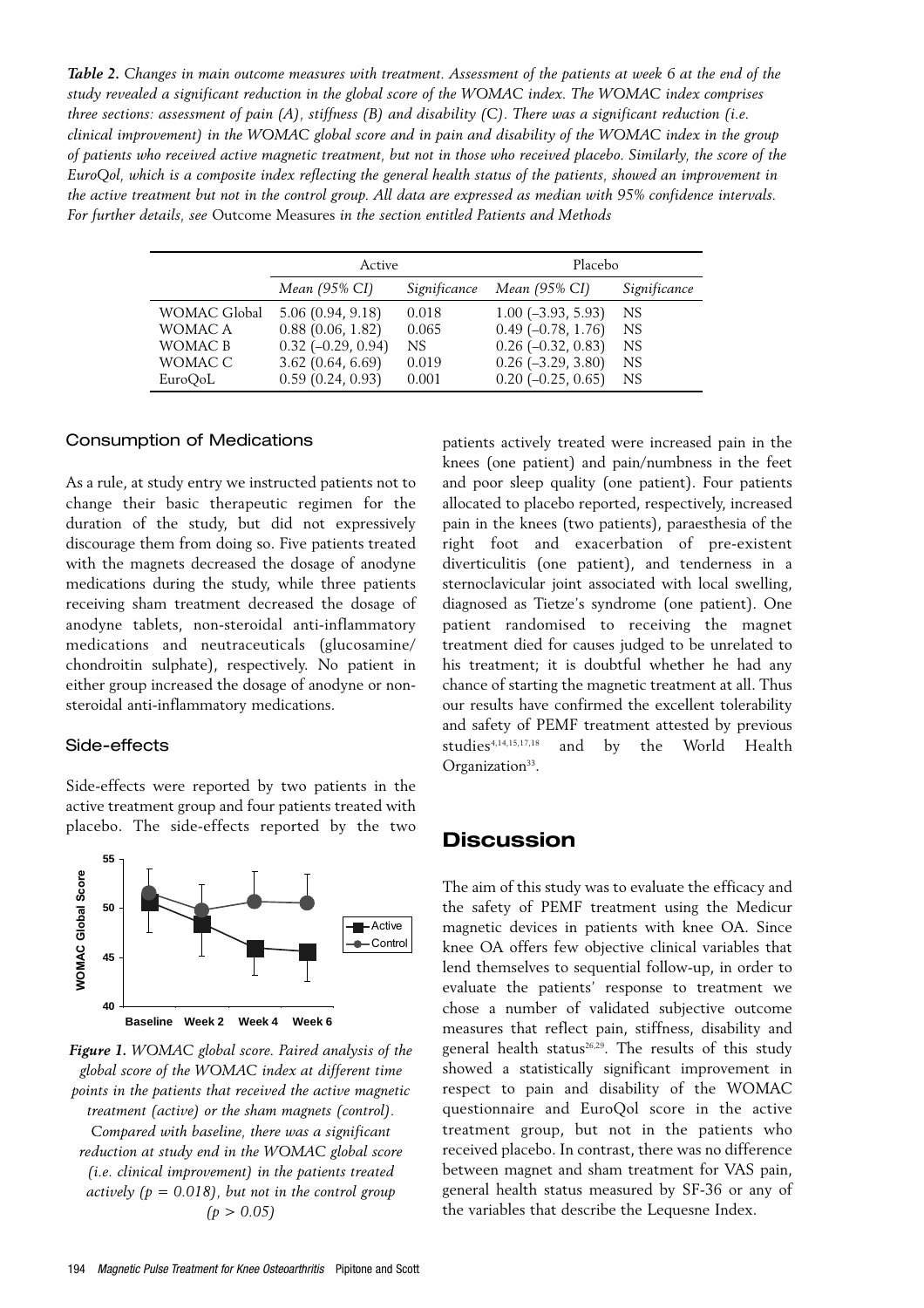*Table 2. Changes in main outcome measures with treatment. Assessment of the patients at week 6 at the end of the study revealed a significant reduction in the global score of the WOMAC index. The WOMAC index comprises three sections: assessment of pain (A), stiffness (B) and disability (C). There was a significant reduction (i.e. clinical improvement) in the WOMAC global score and in pain and disability of the WOMAC index in the group of patients who received active magnetic treatment, but not in those who received placebo. Similarly, the score of the EuroQol, which is a composite index reflecting the general health status of the patients, showed an improvement in the active treatment but not in the control group. All data are expressed as median with 95% confidence intervals. For further details, see* Outcome Measures *in the section entitled Patients and Methods*

| | Active | | Placebo | |
|---|---|---|---|---|
| | *Mean (95% CI)* | *Significance* | *Mean (95% CI)* | *Significance* |
| WOMAC Global | 5.06 (0.94, 9.18) | 0.018 | 1.00 (–3.93, 5.93) | NS |
| WOMAC A | 0.88 (0.06, 1.82) | 0.065 | 0.49 (–0.78, 1.76) | NS |
| WOMAC B | 0.32 (–0.29, 0.94) | NS | 0.26 (–0.32, 0.83) | NS |
| WOMAC C | 3.62 (0.64, 6.69) | 0.019 | 0.26 (–3.29, 3.80) | NS |
| EuroQoL | 0.59 (0.24, 0.93) | 0.001 | 0.20 (–0.25, 0.65) | NS |

### Consumption of Medications

As a rule, at study entry we instructed patients not to change their basic therapeutic regimen for the duration of the study, but did not expressively discourage them from doing so. Five patients treated with the magnets decreased the dosage of anodyne medications during the study, while three patients receiving sham treatment decreased the dosage of anodyne tablets, non-steroidal anti-inflammatory medications and neutraceuticals (glucosamine/ chondroitin sulphate), respectively. No patient in either group increased the dosage of anodyne or non-steroidal anti-inflammatory medications.

### Side-effects

Side-effects were reported by two patients in the active treatment group and four patients treated with placebo. The side-effects reported by the two patients actively treated were increased pain in the knees (one patient) and pain/numbness in the feet and poor sleep quality (one patient). Four patients allocated to placebo reported, respectively, increased pain in the knees (two patients), paraesthesia of the right foot and exacerbation of pre-existent diverticulitis (one patient), and tenderness in a sternoclavicular joint associated with local swelling, diagnosed as Tietze's syndrome (one patient). One patient randomised to receiving the magnet treatment died for causes judged to be unrelated to his treatment; it is doubtful whether he had any chance of starting the magnetic treatment at all. Thus our results have confirmed the excellent tolerability and safety of PEMF treatment attested by previous studies[4,14,15,17,18] and by the World Health Organization[33].

WOMAC Global Score
55
50
45
40
Baseline Week 2 Week 4 Week 6
Active
Control

*Figure 1. WOMAC global score. Paired analysis of the global score of the WOMAC index at different time points in the patients that received the active magnetic treatment (active) or the sham magnets (control). Compared with baseline, there was a significant reduction at study end in the WOMAC global score (i.e. clinical improvement) in the patients treated actively ($p = 0.018$), but not in the control group ($p > 0.05$)*

## Discussion

The aim of this study was to evaluate the efficacy and the safety of PEMF treatment using the Medicur magnetic devices in patients with knee OA. Since knee OA offers few objective clinical variables that lend themselves to sequential follow-up, in order to evaluate the patients' response to treatment we chose a number of validated subjective outcome measures that reflect pain, stiffness, disability and general health status[26,29]. The results of this study showed a statistically significant improvement in respect to pain and disability of the WOMAC questionnaire and EuroQol score in the active treatment group, but not in the patients who received placebo. In contrast, there was no difference between magnet and sham treatment for VAS pain, general health status measured by SF-36 or any of the variables that describe the Lequesne Index.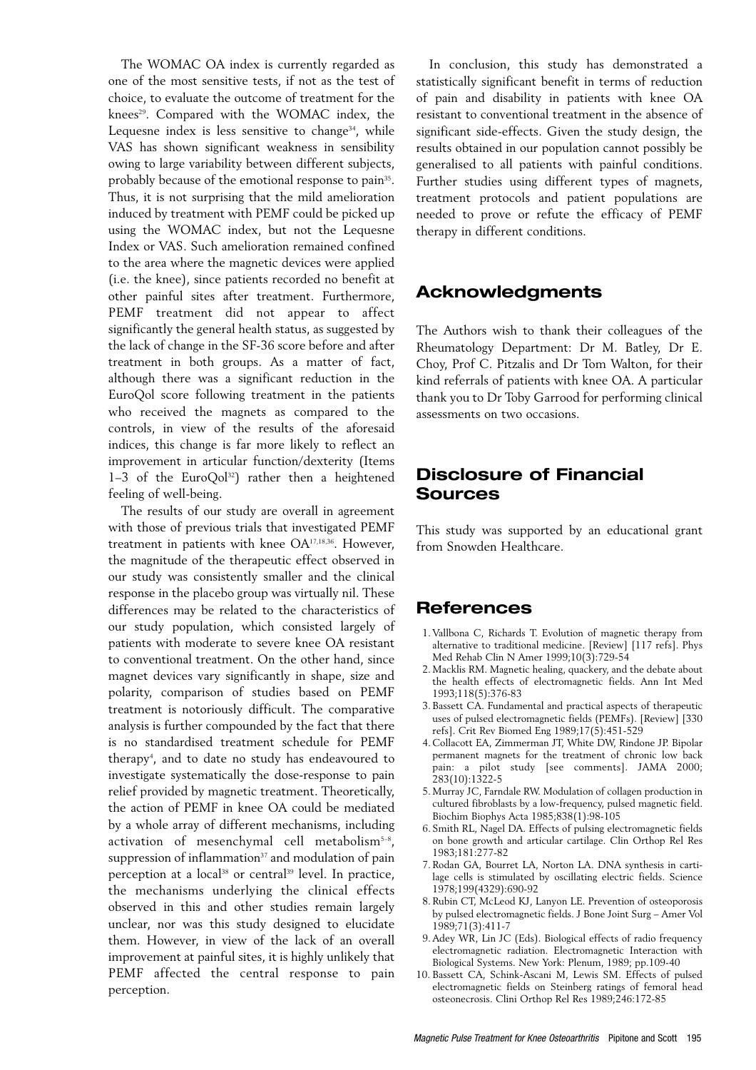The WOMAC OA index is currently regarded as one of the most sensitive tests, if not as the test of choice, to evaluate the outcome of treatment for the knees[29]. Compared with the WOMAC index, the Lequesne index is less sensitive to change[34], while VAS has shown significant weakness in sensibility owing to large variability between different subjects, probably because of the emotional response to pain[35]. Thus, it is not surprising that the mild amelioration induced by treatment with PEMF could be picked up using the WOMAC index, but not the Lequesne Index or VAS. Such amelioration remained confined to the area where the magnetic devices were applied (i.e. the knee), since patients recorded no benefit at other painful sites after treatment. Furthermore, PEMF treatment did not appear to affect significantly the general health status, as suggested by the lack of change in the SF-36 score before and after treatment in both groups. As a matter of fact, although there was a significant reduction in the EuroQol score following treatment in the patients who received the magnets as compared to the controls, in view of the results of the aforesaid indices, this change is far more likely to reflect an improvement in articular function/dexterity (Items 1–3 of the EuroQol[32]) rather then a heightened feeling of well-being.

The results of our study are overall in agreement with those of previous trials that investigated PEMF treatment in patients with knee OA[17,18,36]. However, the magnitude of the therapeutic effect observed in our study was consistently smaller and the clinical response in the placebo group was virtually nil. These differences may be related to the characteristics of our study population, which consisted largely of patients with moderate to severe knee OA resistant to conventional treatment. On the other hand, since magnet devices vary significantly in shape, size and polarity, comparison of studies based on PEMF treatment is notoriously difficult. The comparative analysis is further compounded by the fact that there is no standardised treatment schedule for PEMF therapy[4], and to date no study has endeavoured to investigate systematically the dose-response to pain relief provided by magnetic treatment. Theoretically, the action of PEMF in knee OA could be mediated by a whole array of different mechanisms, including activation of mesenchymal cell metabolism[5–8], suppression of inflammation[37] and modulation of pain perception at a local[38] or central[39] level. In practice, the mechanisms underlying the clinical effects observed in this and other studies remain largely unclear, nor was this study designed to elucidate them. However, in view of the lack of an overall improvement at painful sites, it is highly unlikely that PEMF affected the central response to pain perception.

In conclusion, this study has demonstrated a statistically significant benefit in terms of reduction of pain and disability in patients with knee OA resistant to conventional treatment in the absence of significant side-effects. Given the study design, the results obtained in our population cannot possibly be generalised to all patients with painful conditions. Further studies using different types of magnets, treatment protocols and patient populations are needed to prove or refute the efficacy of PEMF therapy in different conditions.

## Acknowledgments

The Authors wish to thank their colleagues of the Rheumatology Department: Dr M. Batley, Dr E. Choy, Prof C. Pitzalis and Dr Tom Walton, for their kind referrals of patients with knee OA. A particular thank you to Dr Toby Garrood for performing clinical assessments on two occasions.

## Disclosure of Financial Sources

This study was supported by an educational grant from Snowden Healthcare.

## References

1. Vallbona C, Richards T. Evolution of magnetic therapy from alternative to traditional medicine. [Review] [117 refs]. Phys Med Rehab Clin N Amer 1999;10(3):729-54
2. Macklis RM. Magnetic healing, quackery, and the debate about the health effects of electromagnetic fields. Ann Int Med 1993;118(5):376-83
3. Bassett CA. Fundamental and practical aspects of therapeutic uses of pulsed electromagnetic fields (PEMFs). [Review] [330 refs]. Crit Rev Biomed Eng 1989;17(5):451-529
4. Collacott EA, Zimmerman JT, White DW, Rindone JP. Bipolar permanent magnets for the treatment of chronic low back pain: a pilot study [see comments]. JAMA 2000; 283(10):1322-5
5. Murray JC, Farndale RW. Modulation of collagen production in cultured fibroblasts by a low-frequency, pulsed magnetic field. Biochim Biophys Acta 1985;838(1):98-105
6. Smith RL, Nagel DA. Effects of pulsing electromagnetic fields on bone growth and articular cartilage. Clin Orthop Rel Res 1983;181:277-82
7. Rodan GA, Bourret LA, Norton LA. DNA synthesis in cartilage cells is stimulated by oscillating electric fields. Science 1978;199(4329):690-92
8. Rubin CT, McLeod KJ, Lanyon LE. Prevention of osteoporosis by pulsed electromagnetic fields. J Bone Joint Surg – Amer Vol 1989;71(3):411-7
9. Adey WR, Lin JC (Eds). Biological effects of radio frequency electromagnetic radiation. Electromagnetic Interaction with Biological Systems. New York: Plenum, 1989; pp.109-40
10. Bassett CA, Schink-Ascani M, Lewis SM. Effects of pulsed electromagnetic fields on Steinberg ratings of femoral head osteonecrosis. Clini Orthop Rel Res 1989;246:172-85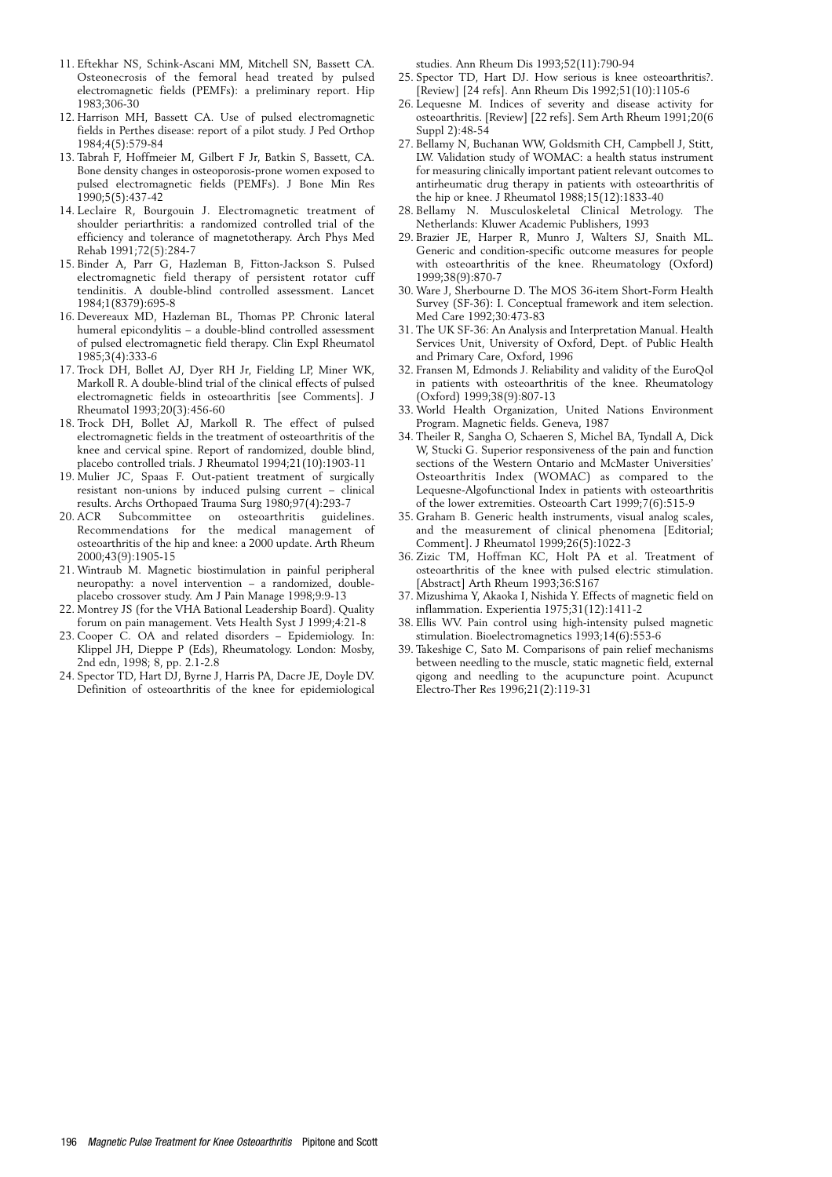11. Eftekhar NS, Schink-Ascani MM, Mitchell SN, Bassett CA. Osteonecrosis of the femoral head treated by pulsed electromagnetic fields (PEMFs): a preliminary report. Hip 1983;306-30
12. Harrison MH, Bassett CA. Use of pulsed electromagnetic fields in Perthes disease: report of a pilot study. J Ped Orthop 1984;4(5):579-84
13. Tabrah F, Hoffmeier M, Gilbert F Jr, Batkin S, Bassett, CA. Bone density changes in osteoporosis-prone women exposed to pulsed electromagnetic fields (PEMFs). J Bone Min Res 1990;5(5):437-42
14. Leclaire R, Bourgouin J. Electromagnetic treatment of shoulder periarthritis: a randomized controlled trial of the efficiency and tolerance of magnetotherapy. Arch Phys Med Rehab 1991;72(5):284-7
15. Binder A, Parr G, Hazleman B, Fitton-Jackson S. Pulsed electromagnetic field therapy of persistent rotator cuff tendinitis. A double-blind controlled assessment. Lancet 1984;1(8379):695-8
16. Devereaux MD, Hazleman BL, Thomas PP. Chronic lateral humeral epicondylitis – a double-blind controlled assessment of pulsed electromagnetic field therapy. Clin Expl Rheumatol 1985;3(4):333-6
17. Trock DH, Bollet AJ, Dyer RH Jr, Fielding LP, Miner WK, Markoll R. A double-blind trial of the clinical effects of pulsed electromagnetic fields in osteoarthritis [see Comments]. J Rheumatol 1993;20(3):456-60
18. Trock DH, Bollet AJ, Markoll R. The effect of pulsed electromagnetic fields in the treatment of osteoarthritis of the knee and cervical spine. Report of randomized, double blind, placebo controlled trials. J Rheumatol 1994;21(10):1903-11
19. Mulier JC, Spaas F. Out-patient treatment of surgically resistant non-unions by induced pulsing current – clinical results. Archs Orthopaed Trauma Surg 1980;97(4):293-7
20. ACR Subcommittee on osteoarthritis guidelines. Recommendations for the medical management of osteoarthritis of the hip and knee: a 2000 update. Arth Rheum 2000;43(9):1905-15
21. Wintraub M. Magnetic biostimulation in painful peripheral neuropathy: a novel intervention – a randomized, double-placebo crossover study. Am J Pain Manage 1998;9:9-13
22. Montrey JS (for the VHA Bational Leadership Board). Quality forum on pain management. Vets Health Syst J 1999;4:21-8
23. Cooper C. OA and related disorders – Epidemiology. In: Klippel JH, Dieppe P (Eds), Rheumatology. London: Mosby, 2nd edn, 1998; 8, pp. 2.1-2.8
24. Spector TD, Hart DJ, Byrne J, Harris PA, Dacre JE, Doyle DV. Definition of osteoarthritis of the knee for epidemiological studies. Ann Rheum Dis 1993;52(11):790-94
25. Spector TD, Hart DJ. How serious is knee osteoarthritis?. [Review] [24 refs]. Ann Rheum Dis 1992;51(10):1105-6
26. Lequesne M. Indices of severity and disease activity for osteoarthritis. [Review] [22 refs]. Sem Arth Rheum 1991;20(6 Suppl 2):48-54
27. Bellamy N, Buchanan WW, Goldsmith CH, Campbell J, Stitt, LW. Validation study of WOMAC: a health status instrument for measuring clinically important patient relevant outcomes to antirheumatic drug therapy in patients with osteoarthritis of the hip or knee. J Rheumatol 1988;15(12):1833-40
28. Bellamy N. Musculoskeletal Clinical Metrology. The Netherlands: Kluwer Academic Publishers, 1993
29. Brazier JE, Harper R, Munro J, Walters SJ, Snaith ML. Generic and condition-specific outcome measures for people with osteoarthritis of the knee. Rheumatology (Oxford) 1999;38(9):870-7
30. Ware J, Sherbourne D. The MOS 36-item Short-Form Health Survey (SF-36): I. Conceptual framework and item selection. Med Care 1992;30:473-83
31. The UK SF-36: An Analysis and Interpretation Manual. Health Services Unit, University of Oxford, Dept. of Public Health and Primary Care, Oxford, 1996
32. Fransen M, Edmonds J. Reliability and validity of the EuroQol in patients with osteoarthritis of the knee. Rheumatology (Oxford) 1999;38(9):807-13
33. World Health Organization, United Nations Environment Program. Magnetic fields. Geneva, 1987
34. Theiler R, Sangha O, Schaeren S, Michel BA, Tyndall A, Dick W, Stucki G. Superior responsiveness of the pain and function sections of the Western Ontario and McMaster Universities' Osteoarthritis Index (WOMAC) as compared to the Lequesne-Algofunctional Index in patients with osteoarthritis of the lower extremities. Osteoarth Cart 1999;7(6):515-9
35. Graham B. Generic health instruments, visual analog scales, and the measurement of clinical phenomena [Editorial; Comment]. J Rheumatol 1999;26(5):1022-3
36. Zizic TM, Hoffman KC, Holt PA et al. Treatment of osteoarthritis of the knee with pulsed electric stimulation. [Abstract] Arth Rheum 1993;36:S167
37. Mizushima Y, Akaoka I, Nishida Y. Effects of magnetic field on inflammation. Experientia 1975;31(12):1411-2
38. Ellis WV. Pain control using high-intensity pulsed magnetic stimulation. Bioelectromagnetics 1993;14(6):553-6
39. Takeshige C, Sato M. Comparisons of pain relief mechanisms between needling to the muscle, static magnetic field, external qigong and needling to the acupuncture point. Acupunct Electro-Ther Res 1996;21(2):119-31